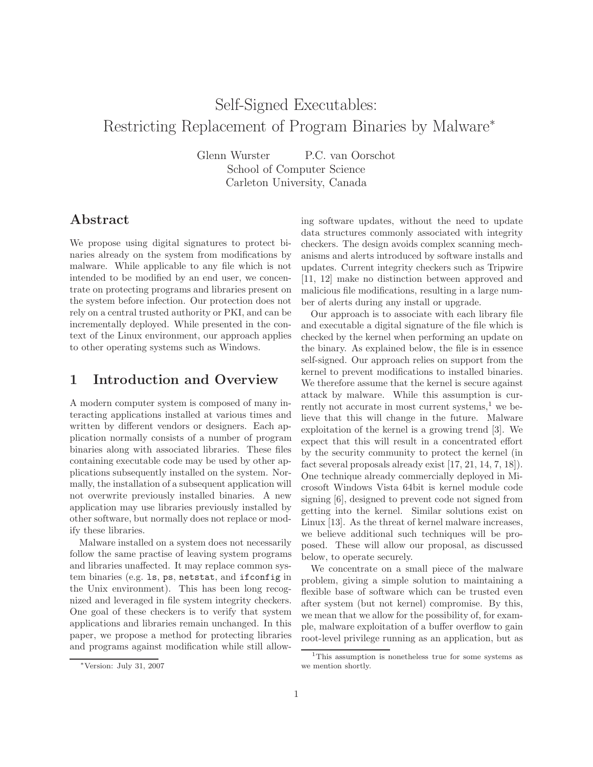# Self-Signed Executables: Restricting Replacement of Program Binaries by Malware*

Glenn Wurster P.C. van Oorschot
School of Computer Science
Carleton University, Canada

## Abstract

We propose using digital signatures to protect binaries already on the system from modifications by malware. While applicable to any file which is not intended to be modified by an end user, we concentrate on protecting programs and libraries present on the system before infection. Our protection does not rely on a central trusted authority or PKI, and can be incrementally deployed. While presented in the context of the Linux environment, our approach applies to other operating systems such as Windows.

## 1 Introduction and Overview

A modern computer system is composed of many interacting applications installed at various times and written by different vendors or designers. Each application normally consists of a number of program binaries along with associated libraries. These files containing executable code may be used by other applications subsequently installed on the system. Normally, the installation of a subsequent application will not overwrite previously installed binaries. A new application may use libraries previously installed by other software, but normally does not replace or modify these libraries.

Malware installed on a system does not necessarily follow the same practise of leaving system programs and libraries unaffected. It may replace common system binaries (e.g. `ls`, `ps`, `netstat`, and `ifconfig` in the Unix environment). This has been long recognized and leveraged in file system integrity checkers. One goal of these checkers is to verify that system applications and libraries remain unchanged. In this paper, we propose a method for protecting libraries and programs against modification while still allowing software updates, without the need to update data structures commonly associated with integrity checkers. The design avoids complex scanning mechanisms and alerts introduced by software installs and updates. Current integrity checkers such as Tripwire [11, 12] make no distinction between approved and malicious file modifications, resulting in a large number of alerts during any install or upgrade.

Our approach is to associate with each library file and executable a digital signature of the file which is checked by the kernel when performing an update on the binary. As explained below, the file is in essence self-signed. Our approach relies on support from the kernel to prevent modifications to installed binaries. We therefore assume that the kernel is secure against attack by malware. While this assumption is currently not accurate in most current systems,[1] we believe that this will change in the future. Malware exploitation of the kernel is a growing trend [3]. We expect that this will result in a concentrated effort by the security community to protect the kernel (in fact several proposals already exist [17, 21, 14, 7, 18]). One technique already commercially deployed in Microsoft Windows Vista 64bit is kernel module code signing [6], designed to prevent code not signed from getting into the kernel. Similar solutions exist on Linux [13]. As the threat of kernel malware increases, we believe additional such techniques will be proposed. These will allow our proposal, as discussed below, to operate securely.

We concentrate on a small piece of the malware problem, giving a simple solution to maintaining a flexible base of software which can be trusted even after system (but not kernel) compromise. By this, we mean that we allow for the possibility of, for example, malware exploitation of a buffer overflow to gain root-level privilege running as an application, but as

*Version: July 31, 2007

[1] This assumption is nonetheless true for some systems as we mention shortly.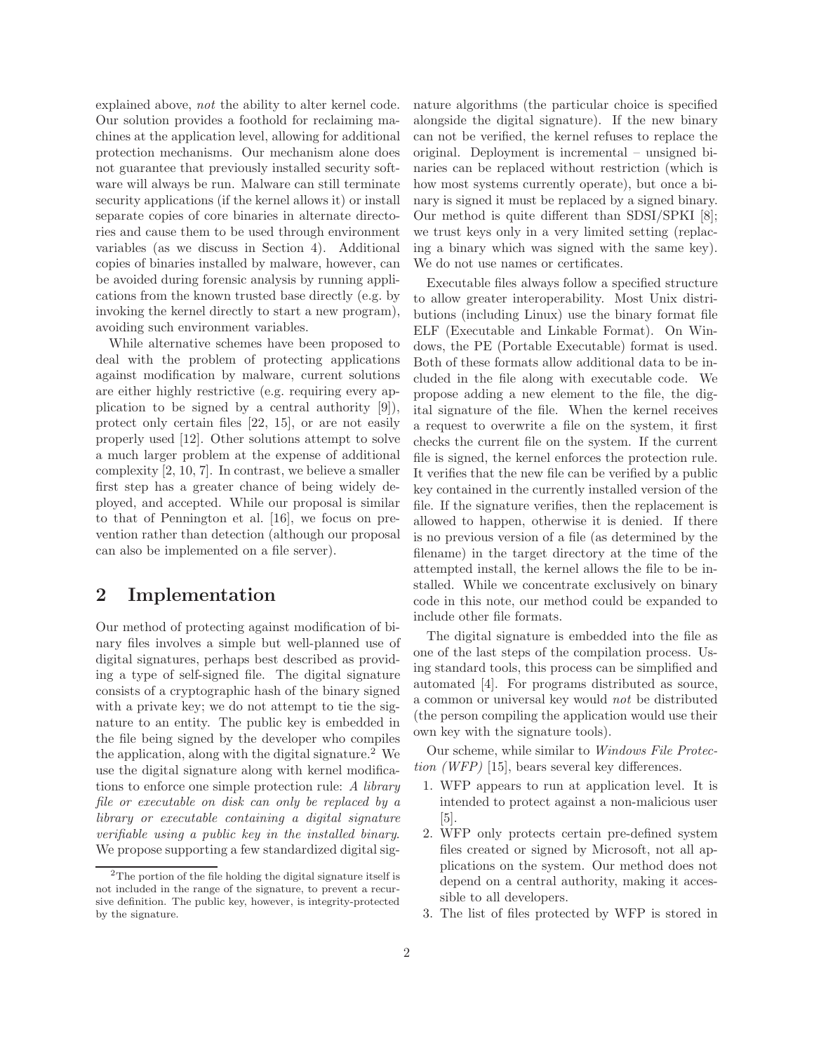explained above, *not* the ability to alter kernel code. Our solution provides a foothold for reclaiming machines at the application level, allowing for additional protection mechanisms. Our mechanism alone does not guarantee that previously installed security software will always be run. Malware can still terminate security applications (if the kernel allows it) or install separate copies of core binaries in alternate directories and cause them to be used through environment variables (as we discuss in Section 4). Additional copies of binaries installed by malware, however, can be avoided during forensic analysis by running applications from the known trusted base directly (e.g. by invoking the kernel directly to start a new program), avoiding such environment variables.

While alternative schemes have been proposed to deal with the problem of protecting applications against modification by malware, current solutions are either highly restrictive (e.g. requiring every application to be signed by a central authority [9]), protect only certain files [22, 15], or are not easily properly used [12]. Other solutions attempt to solve a much larger problem at the expense of additional complexity [2, 10, 7]. In contrast, we believe a smaller first step has a greater chance of being widely deployed, and accepted. While our proposal is similar to that of Pennington et al. [16], we focus on prevention rather than detection (although our proposal can also be implemented on a file server).

## 2 Implementation

Our method of protecting against modification of binary files involves a simple but well-planned use of digital signatures, perhaps best described as providing a type of self-signed file. The digital signature consists of a cryptographic hash of the binary signed with a private key; we do not attempt to tie the signature to an entity. The public key is embedded in the file being signed by the developer who compiles the application, along with the digital signature.[2] We use the digital signature along with kernel modifications to enforce one simple protection rule: *A library file or executable on disk can only be replaced by a library or executable containing a digital signature verifiable using a public key in the installed binary.* We propose supporting a few standardized digital signature algorithms (the particular choice is specified alongside the digital signature). If the new binary can not be verified, the kernel refuses to replace the original. Deployment is incremental – unsigned binaries can be replaced without restriction (which is how most systems currently operate), but once a binary is signed it must be replaced by a signed binary. Our method is quite different than SDSI/SPKI [8]; we trust keys only in a very limited setting (replacing a binary which was signed with the same key). We do not use names or certificates.

Executable files always follow a specified structure to allow greater interoperability. Most Unix distributions (including Linux) use the binary format file ELF (Executable and Linkable Format). On Windows, the PE (Portable Executable) format is used. Both of these formats allow additional data to be included in the file along with executable code. We propose adding a new element to the file, the digital signature of the file. When the kernel receives a request to overwrite a file on the system, it first checks the current file on the system. If the current file is signed, the kernel enforces the protection rule. It verifies that the new file can be verified by a public key contained in the currently installed version of the file. If the signature verifies, then the replacement is allowed to happen, otherwise it is denied. If there is no previous version of a file (as determined by the filename) in the target directory at the time of the attempted install, the kernel allows the file to be installed. While we concentrate exclusively on binary code in this note, our method could be expanded to include other file formats.

The digital signature is embedded into the file as one of the last steps of the compilation process. Using standard tools, this process can be simplified and automated [4]. For programs distributed as source, a common or universal key would *not* be distributed (the person compiling the application would use their own key with the signature tools).

Our scheme, while similar to *Windows File Protection (WFP)* [15], bears several key differences.

1. WFP appears to run at application level. It is intended to protect against a non-malicious user [5].
2. WFP only protects certain pre-defined system files created or signed by Microsoft, not all applications on the system. Our method does not depend on a central authority, making it accessible to all developers.
3. The list of files protected by WFP is stored in

[2] The portion of the file holding the digital signature itself is not included in the range of the signature, to prevent a recursive definition. The public key, however, is integrity-protected by the signature.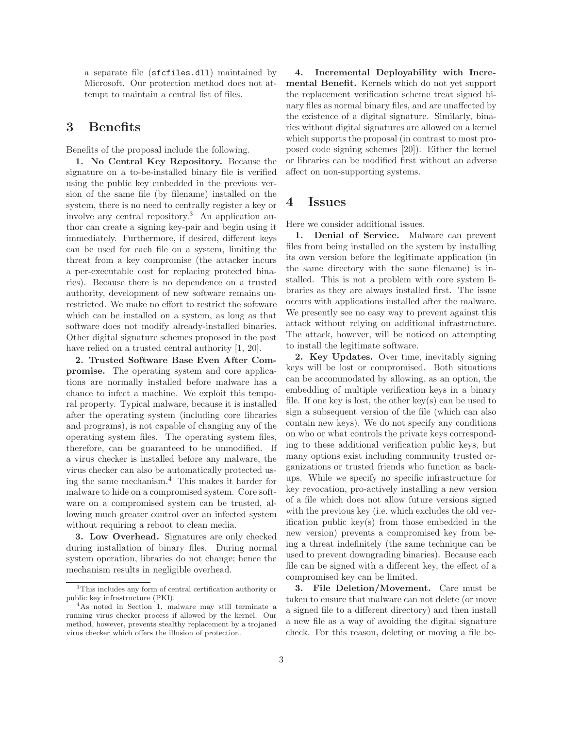a separate file (sfcfiles.dll) maintained by Microsoft. Our protection method does not attempt to maintain a central list of files.

## 3 Benefits

Benefits of the proposal include the following.

**1. No Central Key Repository.** Because the signature on a to-be-installed binary file is verified using the public key embedded in the previous version of the same file (by filename) installed on the system, there is no need to centrally register a key or involve any central repository.[3] An application author can create a signing key-pair and begin using it immediately. Furthermore, if desired, different keys can be used for each file on a system, limiting the threat from a key compromise (the attacker incurs a per-executable cost for replacing protected binaries). Because there is no dependence on a trusted authority, development of new software remains unrestricted. We make no effort to restrict the software which can be installed on a system, as long as that software does not modify already-installed binaries. Other digital signature schemes proposed in the past have relied on a trusted central authority [1, 20].

**2. Trusted Software Base Even After Compromise.** The operating system and core applications are normally installed before malware has a chance to infect a machine. We exploit this temporal property. Typical malware, because it is installed after the operating system (including core libraries and programs), is not capable of changing any of the operating system files. The operating system files, therefore, can be guaranteed to be unmodified. If a virus checker is installed before any malware, the virus checker can also be automatically protected using the same mechanism.[4] This makes it harder for malware to hide on a compromised system. Core software on a compromised system can be trusted, allowing much greater control over an infected system without requiring a reboot to clean media.

**3. Low Overhead.** Signatures are only checked during installation of binary files. During normal system operation, libraries do not change; hence the mechanism results in negligible overhead.

**4. Incremental Deployability with Incremental Benefit.** Kernels which do not yet support the replacement verification scheme treat signed binary files as normal binary files, and are unaffected by the existence of a digital signature. Similarly, binaries without digital signatures are allowed on a kernel which supports the proposal (in contrast to most proposed code signing schemes [20]). Either the kernel or libraries can be modified first without an adverse affect on non-supporting systems.

## 4 Issues

Here we consider additional issues.

**1. Denial of Service.** Malware can prevent files from being installed on the system by installing its own version before the legitimate application (in the same directory with the same filename) is installed. This is not a problem with core system libraries as they are always installed first. The issue occurs with applications installed after the malware. We presently see no easy way to prevent against this attack without relying on additional infrastructure. The attack, however, will be noticed on attempting to install the legitimate software.

**2. Key Updates.** Over time, inevitably signing keys will be lost or compromised. Both situations can be accommodated by allowing, as an option, the embedding of multiple verification keys in a binary file. If one key is lost, the other key(s) can be used to sign a subsequent version of the file (which can also contain new keys). We do not specify any conditions on who or what controls the private keys corresponding to these additional verification public keys, but many options exist including community trusted organizations or trusted friends who function as backups. While we specify no specific infrastructure for key revocation, pro-actively installing a new version of a file which does not allow future versions signed with the previous key (i.e. which excludes the old verification public key(s) from those embedded in the new version) prevents a compromised key from being a threat indefinitely (the same technique can be used to prevent downgrading binaries). Because each file can be signed with a different key, the effect of a compromised key can be limited.

**3. File Deletion/Movement.** Care must be taken to ensure that malware can not delete (or move a signed file to a different directory) and then install a new file as a way of avoiding the digital signature check. For this reason, deleting or moving a file be-

---

[3] This includes any form of central certification authority or public key infrastructure (PKI).

[4] As noted in Section 1, malware may still terminate a running virus checker process if allowed by the kernel. Our method, however, prevents stealthy replacement by a trojaned virus checker which offers the illusion of protection.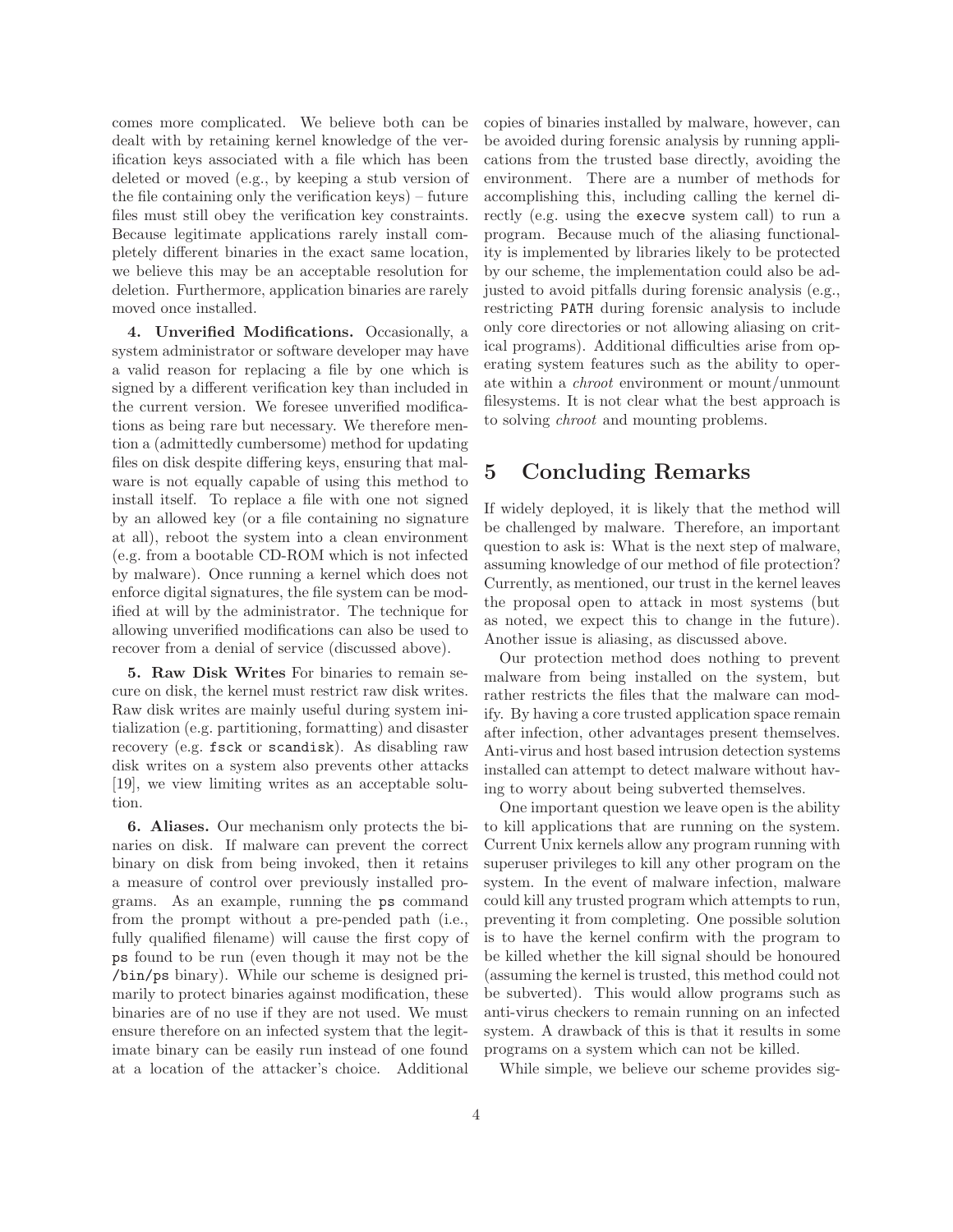comes more complicated. We believe both can be dealt with by retaining kernel knowledge of the verification keys associated with a file which has been deleted or moved (e.g., by keeping a stub version of the file containing only the verification keys) – future files must still obey the verification key constraints. Because legitimate applications rarely install completely different binaries in the exact same location, we believe this may be an acceptable resolution for deletion. Furthermore, application binaries are rarely moved once installed.

**4. Unverified Modifications.** Occasionally, a system administrator or software developer may have a valid reason for replacing a file by one which is signed by a different verification key than included in the current version. We foresee unverified modifications as being rare but necessary. We therefore mention a (admittedly cumbersome) method for updating files on disk despite differing keys, ensuring that malware is not equally capable of using this method to install itself. To replace a file with one not signed by an allowed key (or a file containing no signature at all), reboot the system into a clean environment (e.g. from a bootable CD-ROM which is not infected by malware). Once running a kernel which does not enforce digital signatures, the file system can be modified at will by the administrator. The technique for allowing unverified modifications can also be used to recover from a denial of service (discussed above).

**5. Raw Disk Writes** For binaries to remain secure on disk, the kernel must restrict raw disk writes. Raw disk writes are mainly useful during system initialization (e.g. partitioning, formatting) and disaster recovery (e.g. `fsck` or `scandisk`). As disabling raw disk writes on a system also prevents other attacks [19], we view limiting writes as an acceptable solution.

**6. Aliases.** Our mechanism only protects the binaries on disk. If malware can prevent the correct binary on disk from being invoked, then it retains a measure of control over previously installed programs. As an example, running the `ps` command from the prompt without a pre-pended path (i.e., fully qualified filename) will cause the first copy of `ps` found to be run (even though it may not be the `/bin/ps` binary). While our scheme is designed primarily to protect binaries against modification, these binaries are of no use if they are not used. We must ensure therefore on an infected system that the legitimate binary can be easily run instead of one found at a location of the attacker's choice. Additional copies of binaries installed by malware, however, can be avoided during forensic analysis by running applications from the trusted base directly, avoiding the environment. There are a number of methods for accomplishing this, including calling the kernel directly (e.g. using the `execve` system call) to run a program. Because much of the aliasing functionality is implemented by libraries likely to be protected by our scheme, the implementation could also be adjusted to avoid pitfalls during forensic analysis (e.g., restricting `PATH` during forensic analysis to include only core directories or not allowing aliasing on critical programs). Additional difficulties arise from operating system features such as the ability to operate within a *chroot* environment or mount/unmount filesystems. It is not clear what the best approach is to solving *chroot* and mounting problems.

## 5 Concluding Remarks

If widely deployed, it is likely that the method will be challenged by malware. Therefore, an important question to ask is: What is the next step of malware, assuming knowledge of our method of file protection? Currently, as mentioned, our trust in the kernel leaves the proposal open to attack in most systems (but as noted, we expect this to change in the future). Another issue is aliasing, as discussed above.

Our protection method does nothing to prevent malware from being installed on the system, but rather restricts the files that the malware can modify. By having a core trusted application space remain after infection, other advantages present themselves. Anti-virus and host based intrusion detection systems installed can attempt to detect malware without having to worry about being subverted themselves.

One important question we leave open is the ability to kill applications that are running on the system. Current Unix kernels allow any program running with superuser privileges to kill any other program on the system. In the event of malware infection, malware could kill any trusted program which attempts to run, preventing it from completing. One possible solution is to have the kernel confirm with the program to be killed whether the kill signal should be honoured (assuming the kernel is trusted, this method could not be subverted). This would allow programs such as anti-virus checkers to remain running on an infected system. A drawback of this is that it results in some programs on a system which can not be killed.

While simple, we believe our scheme provides sig-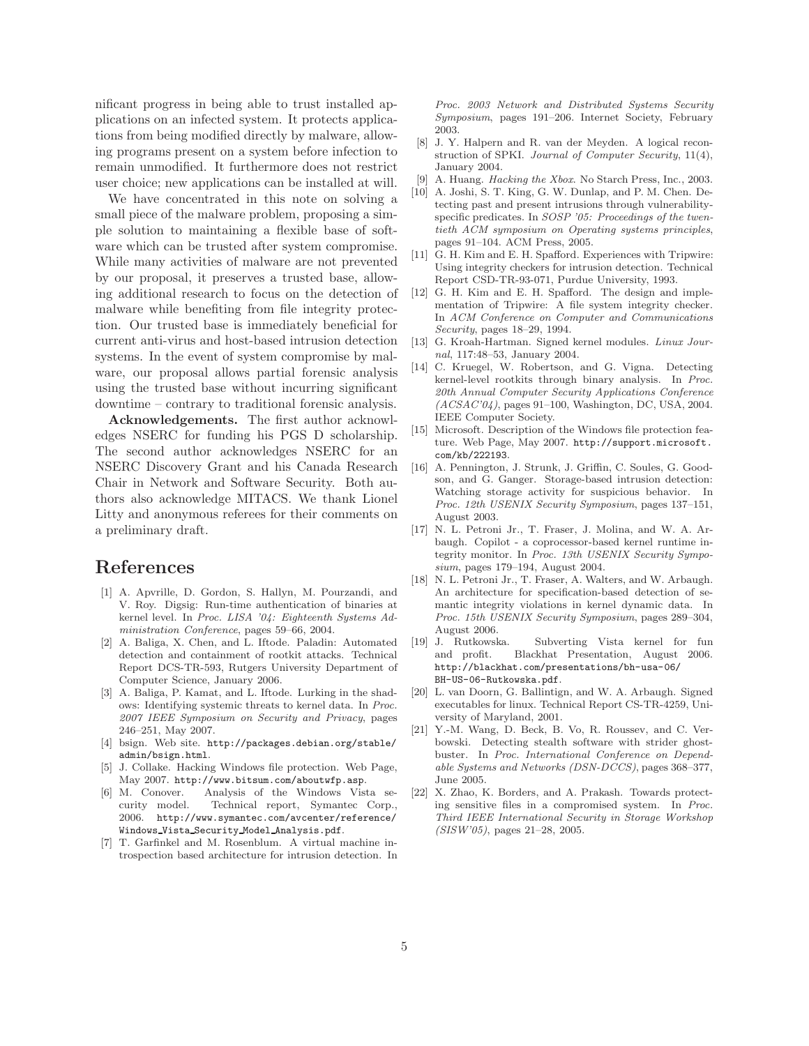nificant progress in being able to trust installed applications on an infected system. It protects applications from being modified directly by malware, allowing programs present on a system before infection to remain unmodified. It furthermore does not restrict user choice; new applications can be installed at will.

We have concentrated in this note on solving a small piece of the malware problem, proposing a simple solution to maintaining a flexible base of software which can be trusted after system compromise. While many activities of malware are not prevented by our proposal, it preserves a trusted base, allowing additional research to focus on the detection of malware while benefiting from file integrity protection. Our trusted base is immediately beneficial for current anti-virus and host-based intrusion detection systems. In the event of system compromise by malware, our proposal allows partial forensic analysis using the trusted base without incurring significant downtime – contrary to traditional forensic analysis.

**Acknowledgements.** The first author acknowledges NSERC for funding his PGS D scholarship. The second author acknowledges NSERC for an NSERC Discovery Grant and his Canada Research Chair in Network and Software Security. Both authors also acknowledge MITACS. We thank Lionel Litty and anonymous referees for their comments on a preliminary draft.

# References

[1] A. Apvrille, D. Gordon, S. Hallyn, M. Pourzandi, and V. Roy. Digsig: Run-time authentication of binaries at kernel level. In *Proc. LISA '04: Eighteenth Systems Administration Conference*, pages 59–66, 2004.

[2] A. Baliga, X. Chen, and L. Iftode. Paladin: Automated detection and containment of rootkit attacks. Technical Report DCS-TR-593, Rutgers University Department of Computer Science, January 2006.

[3] A. Baliga, P. Kamat, and L. Iftode. Lurking in the shadows: Identifying systemic threats to kernel data. In *Proc. 2007 IEEE Symposium on Security and Privacy*, pages 246–251, May 2007.

[4] bsign. Web site. http://packages.debian.org/stable/admin/bsign.html.

[5] J. Collake. Hacking Windows file protection. Web Page, May 2007. http://www.bitsum.com/aboutwfp.asp.

[6] M. Conover. Analysis of the Windows Vista security model. Technical report, Symantec Corp., 2006. http://www.symantec.com/avcenter/reference/Windows_Vista_Security_Model_Analysis.pdf.

[7] T. Garfinkel and M. Rosenblum. A virtual machine introspection based architecture for intrusion detection. In *Proc. 2003 Network and Distributed Systems Security Symposium*, pages 191–206. Internet Society, February 2003.

[8] J. Y. Halpern and R. van der Meyden. A logical reconstruction of SPKI. *Journal of Computer Security*, 11(4), January 2004.

[9] A. Huang. *Hacking the Xbox*. No Starch Press, Inc., 2003.

[10] A. Joshi, S. T. King, G. W. Dunlap, and P. M. Chen. Detecting past and present intrusions through vulnerability-specific predicates. In *SOSP '05: Proceedings of the twentieth ACM symposium on Operating systems principles*, pages 91–104. ACM Press, 2005.

[11] G. H. Kim and E. H. Spafford. Experiences with Tripwire: Using integrity checkers for intrusion detection. Technical Report CSD-TR-93-071, Purdue University, 1993.

[12] G. H. Kim and E. H. Spafford. The design and implementation of Tripwire: A file system integrity checker. In *ACM Conference on Computer and Communications Security*, pages 18–29, 1994.

[13] G. Kroah-Hartman. Signed kernel modules. *Linux Journal*, 117:48–53, January 2004.

[14] C. Kruegel, W. Robertson, and G. Vigna. Detecting kernel-level rootkits through binary analysis. In *Proc. 20th Annual Computer Security Applications Conference (ACSAC'04)*, pages 91–100, Washington, DC, USA, 2004. IEEE Computer Society.

[15] Microsoft. Description of the Windows file protection feature. Web Page, May 2007. http://support.microsoft.com/kb/222193.

[16] A. Pennington, J. Strunk, J. Griffin, C. Soules, G. Goodson, and G. Ganger. Storage-based intrusion detection: Watching storage activity for suspicious behavior. In *Proc. 12th USENIX Security Symposium*, pages 137–151, August 2003.

[17] N. L. Petroni Jr., T. Fraser, J. Molina, and W. A. Arbaugh. Copilot - a coprocessor-based kernel runtime integrity monitor. In *Proc. 13th USENIX Security Symposium*, pages 179–194, August 2004.

[18] N. L. Petroni Jr., T. Fraser, A. Walters, and W. Arbaugh. An architecture for specification-based detection of semantic integrity violations in kernel dynamic data. In *Proc. 15th USENIX Security Symposium*, pages 289–304, August 2006.

[19] J. Rutkowska. Subverting Vista kernel for fun and profit. Blackhat Presentation, August 2006. http://blackhat.com/presentations/bh-usa-06/BH-US-06-Rutkowska.pdf.

[20] L. van Doorn, G. Ballintign, and W. A. Arbaugh. Signed executables for linux. Technical Report CS-TR-4259, University of Maryland, 2001.

[21] Y.-M. Wang, D. Beck, B. Vo, R. Roussev, and C. Verbowski. Detecting stealth software with strider ghostbuster. In *Proc. International Conference on Dependable Systems and Networks (DSN-DCCS)*, pages 368–377, June 2005.

[22] X. Zhao, K. Borders, and A. Prakash. Towards protecting sensitive files in a compromised system. In *Proc. Third IEEE International Security in Storage Workshop (SISW'05)*, pages 21–28, 2005.